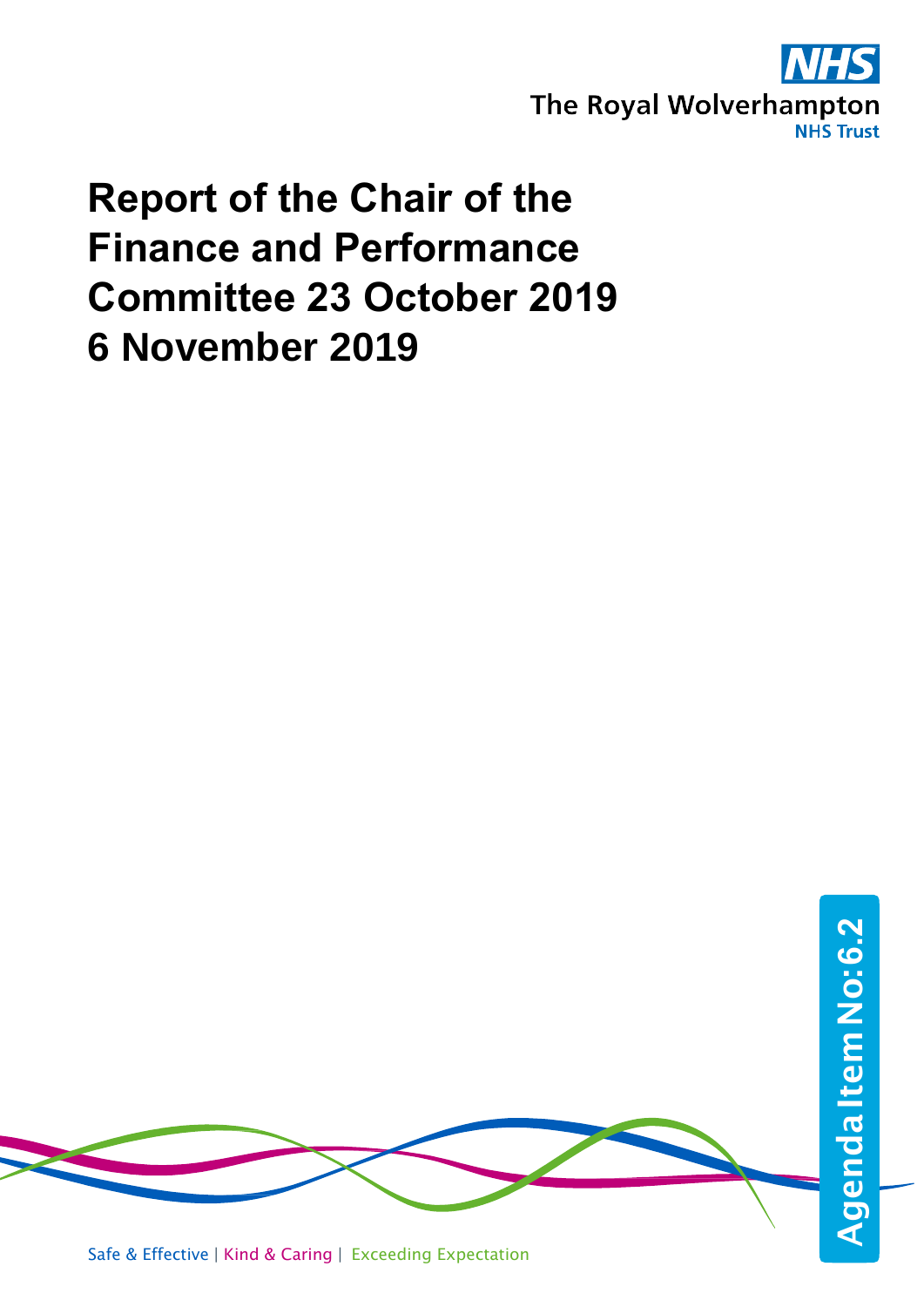The Royal Wolverhampton NHS Trust

# Report of the Chair of the Finance and Performance Committee 23 October 2019 6 November 2019

Agenda Item No:6.2

Safe & Effective | Kind & Caring | Exceeding Expectation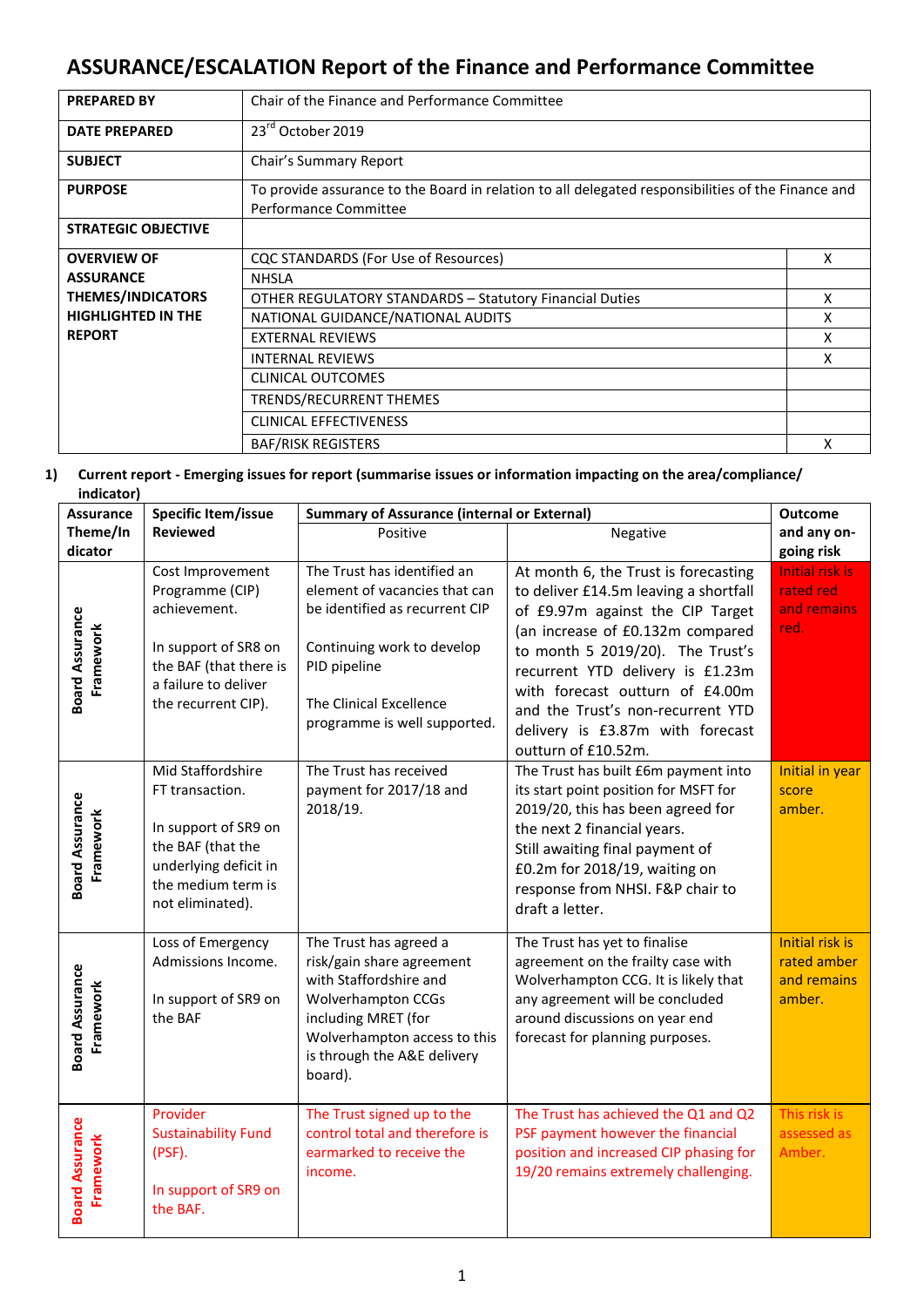# ASSURANCE/ESCALATION Report of the Finance and Performance Committee

| | | |
|---|---|---|
| **PREPARED BY** | Chair of the Finance and Performance Committee | |
| **DATE PREPARED** | 23rd October 2019 | |
| **SUBJECT** | Chair's Summary Report | |
| **PURPOSE** | To provide assurance to the Board in relation to all delegated responsibilities of the Finance and Performance Committee | |
| **STRATEGIC OBJECTIVE** | | |
| **OVERVIEW OF ASSURANCE THEMES/INDICATORS HIGHLIGHTED IN THE REPORT** | CQC STANDARDS (For Use of Resources) | X |
| | NHSLA | |
| | OTHER REGULATORY STANDARDS – Statutory Financial Duties | X |
| | NATIONAL GUIDANCE/NATIONAL AUDITS | X |
| | EXTERNAL REVIEWS | X |
| | INTERNAL REVIEWS | X |
| | CLINICAL OUTCOMES | |
| | TRENDS/RECURRENT THEMES | |
| | CLINICAL EFFECTIVENESS | |
| | BAF/RISK REGISTERS | X |

**1) Current report - Emerging issues for report (summarise issues or information impacting on the area/compliance/ indicator)**

| Assurance Theme/Indicator | Specific Item/issue Reviewed | Summary of Assurance (internal or External) | | Outcome and any on-going risk |
|---|---|---|---|---|
| | | Positive | Negative | |
| Board Assurance Framework | Cost Improvement Programme (CIP) achievement.<br><br>In support of SR8 on the BAF (that there is a failure to deliver the recurrent CIP). | The Trust has identified an element of vacancies that can be identified as recurrent CIP<br><br>Continuing work to develop PID pipeline<br><br>The Clinical Excellence programme is well supported. | At month 6, the Trust is forecasting to deliver £14.5m leaving a shortfall of £9.97m against the CIP Target (an increase of £0.132m compared to month 5 2019/20). The Trust's recurrent YTD delivery is £1.23m with forecast outturn of £4.00m and the Trust's non-recurrent YTD delivery is £3.87m with forecast outturn of £10.52m. | Initial risk is rated red and remains red. |
| Board Assurance Framework | Mid Staffordshire FT transaction.<br><br>In support of SR9 on the BAF (that the underlying deficit in the medium term is not eliminated). | The Trust has received payment for 2017/18 and 2018/19. | The Trust has built £6m payment into its start point position for MSFT for 2019/20, this has been agreed for the next 2 financial years.<br>Still awaiting final payment of £0.2m for 2018/19, waiting on response from NHSI. F&P chair to draft a letter. | Initial in year score amber. |
| Board Assurance Framework | Loss of Emergency Admissions Income.<br><br>In support of SR9 on the BAF | The Trust has agreed a risk/gain share agreement with Staffordshire and Wolverhampton CCGs including MRET (for Wolverhampton access to this is through the A&E delivery board). | The Trust has yet to finalise agreement on the frailty case with Wolverhampton CCG. It is likely that any agreement will be concluded around discussions on year end forecast for planning purposes. | Initial risk is rated amber and remains amber. |
| Board Assurance Framework | Provider Sustainability Fund (PSF).<br><br>In support of SR9 on the BAF. | The Trust signed up to the control total and therefore is earmarked to receive the income. | The Trust has achieved the Q1 and Q2 PSF payment however the financial position and increased CIP phasing for 19/20 remains extremely challenging. | This risk is assessed as Amber. |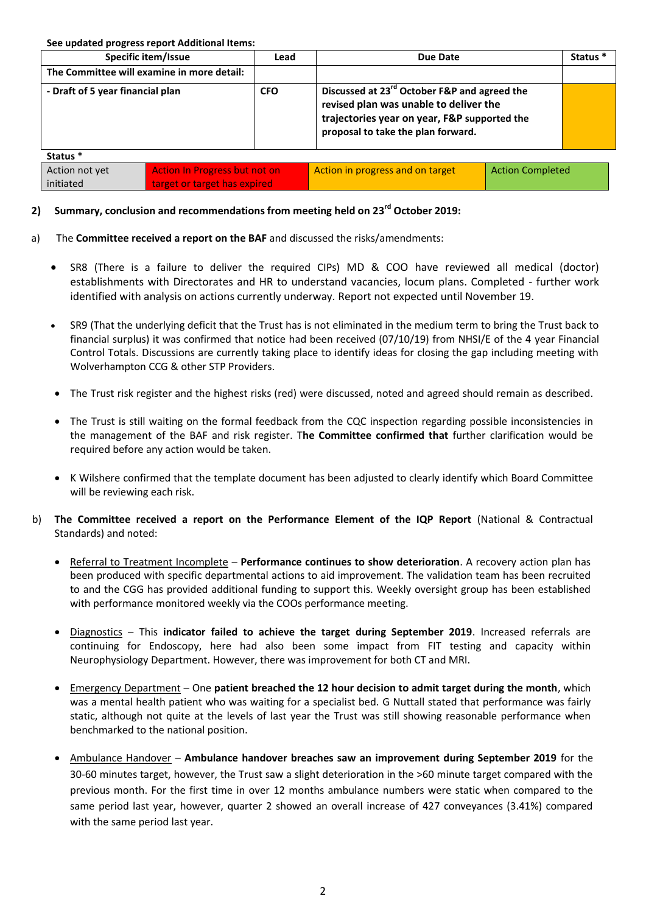**See updated progress report Additional Items:**

| Specific item/Issue | Lead | Due Date | Status * |
|---|---|---|---|
| **The Committee will examine in more detail:** | | | |
| **- Draft of 5 year financial plan** | **CFO** | **Discussed at 23rd October F&P and agreed the revised plan was unable to deliver the trajectories year on year, F&P supported the proposal to take the plan forward.** | |

**Status ***

| | | | |
|---|---|---|---|
| Action not yet initiated | Action In Progress but not on target or target has expired | Action in progress and on target | Action Completed |

**2) Summary, conclusion and recommendations from meeting held on 23rd October 2019:**

a) The **Committee received a report on the BAF** and discussed the risks/amendments:

- SR8 (There is a failure to deliver the required CIPs) MD & COO have reviewed all medical (doctor) establishments with Directorates and HR to understand vacancies, locum plans. Completed - further work identified with analysis on actions currently underway. Report not expected until November 19.
- SR9 (That the underlying deficit that the Trust has is not eliminated in the medium term to bring the Trust back to financial surplus) it was confirmed that notice had been received (07/10/19) from NHSI/E of the 4 year Financial Control Totals. Discussions are currently taking place to identify ideas for closing the gap including meeting with Wolverhampton CCG & other STP Providers.
- The Trust risk register and the highest risks (red) were discussed, noted and agreed should remain as described.
- The Trust is still waiting on the formal feedback from the CQC inspection regarding possible inconsistencies in the management of the BAF and risk register. T**he Committee confirmed that** further clarification would be required before any action would be taken.
- K Wilshere confirmed that the template document has been adjusted to clearly identify which Board Committee will be reviewing each risk.

b) **The Committee received a report on the Performance Element of the IQP Report** (National & Contractual Standards) and noted:

- Referral to Treatment Incomplete – **Performance continues to show deterioration**. A recovery action plan has been produced with specific departmental actions to aid improvement. The validation team has been recruited to and the CGG has provided additional funding to support this. Weekly oversight group has been established with performance monitored weekly via the COOs performance meeting.
- Diagnostics – This **indicator failed to achieve the target during September 2019**. Increased referrals are continuing for Endoscopy, here had also been some impact from FIT testing and capacity within Neurophysiology Department. However, there was improvement for both CT and MRI.
- Emergency Department – One **patient breached the 12 hour decision to admit target during the month**, which was a mental health patient who was waiting for a specialist bed. G Nuttall stated that performance was fairly static, although not quite at the levels of last year the Trust was still showing reasonable performance when benchmarked to the national position.
- Ambulance Handover – **Ambulance handover breaches saw an improvement during September 2019** for the 30-60 minutes target, however, the Trust saw a slight deterioration in the >60 minute target compared with the previous month. For the first time in over 12 months ambulance numbers were static when compared to the same period last year, however, quarter 2 showed an overall increase of 427 conveyances (3.41%) compared with the same period last year.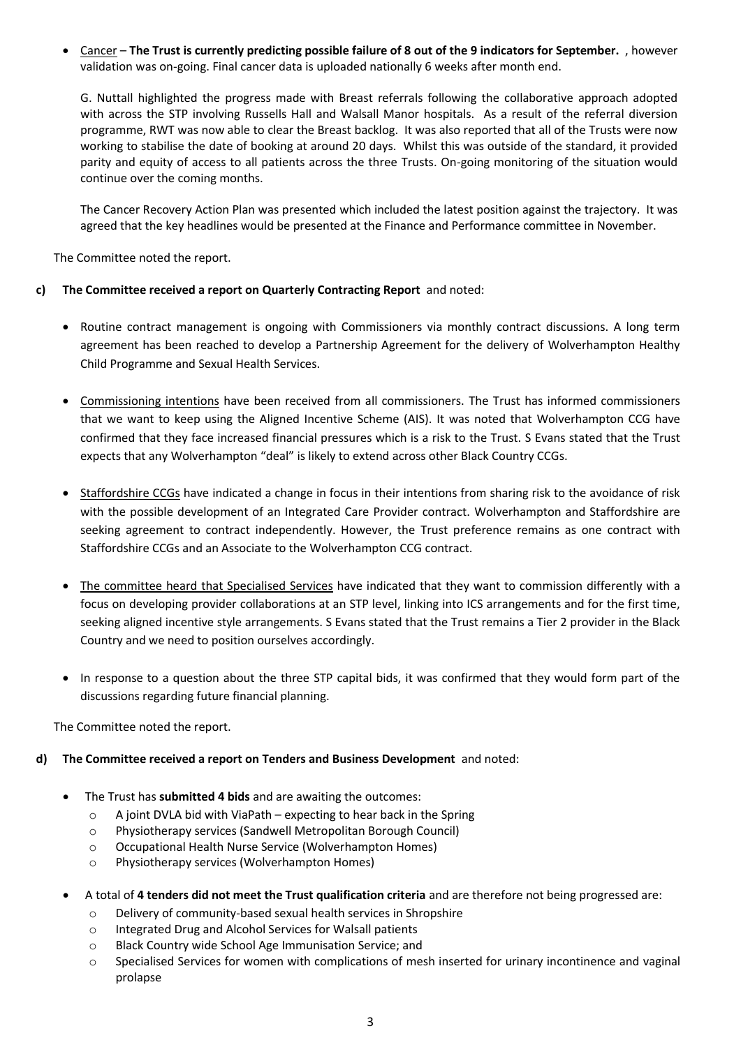- Cancer – **The Trust is currently predicting possible failure of 8 out of the 9 indicators for September.** , however validation was on-going. Final cancer data is uploaded nationally 6 weeks after month end.

  G. Nuttall highlighted the progress made with Breast referrals following the collaborative approach adopted with across the STP involving Russells Hall and Walsall Manor hospitals. As a result of the referral diversion programme, RWT was now able to clear the Breast backlog. It was also reported that all of the Trusts were now working to stabilise the date of booking at around 20 days. Whilst this was outside of the standard, it provided parity and equity of access to all patients across the three Trusts. On-going monitoring of the situation would continue over the coming months.

  The Cancer Recovery Action Plan was presented which included the latest position against the trajectory. It was agreed that the key headlines would be presented at the Finance and Performance committee in November.

The Committee noted the report.

**c) The Committee received a report on Quarterly Contracting Report** and noted:

- Routine contract management is ongoing with Commissioners via monthly contract discussions. A long term agreement has been reached to develop a Partnership Agreement for the delivery of Wolverhampton Healthy Child Programme and Sexual Health Services.
- Commissioning intentions have been received from all commissioners. The Trust has informed commissioners that we want to keep using the Aligned Incentive Scheme (AIS). It was noted that Wolverhampton CCG have confirmed that they face increased financial pressures which is a risk to the Trust. S Evans stated that the Trust expects that any Wolverhampton "deal" is likely to extend across other Black Country CCGs.
- Staffordshire CCGs have indicated a change in focus in their intentions from sharing risk to the avoidance of risk with the possible development of an Integrated Care Provider contract. Wolverhampton and Staffordshire are seeking agreement to contract independently. However, the Trust preference remains as one contract with Staffordshire CCGs and an Associate to the Wolverhampton CCG contract.
- The committee heard that Specialised Services have indicated that they want to commission differently with a focus on developing provider collaborations at an STP level, linking into ICS arrangements and for the first time, seeking aligned incentive style arrangements. S Evans stated that the Trust remains a Tier 2 provider in the Black Country and we need to position ourselves accordingly.
- In response to a question about the three STP capital bids, it was confirmed that they would form part of the discussions regarding future financial planning.

The Committee noted the report.

**d) The Committee received a report on Tenders and Business Development** and noted:

- The Trust has **submitted 4 bids** and are awaiting the outcomes:
  - A joint DVLA bid with ViaPath – expecting to hear back in the Spring
  - Physiotherapy services (Sandwell Metropolitan Borough Council)
  - Occupational Health Nurse Service (Wolverhampton Homes)
  - Physiotherapy services (Wolverhampton Homes)
- A total of **4 tenders did not meet the Trust qualification criteria** and are therefore not being progressed are:
  - Delivery of community-based sexual health services in Shropshire
  - Integrated Drug and Alcohol Services for Walsall patients
  - Black Country wide School Age Immunisation Service; and
  - Specialised Services for women with complications of mesh inserted for urinary incontinence and vaginal prolapse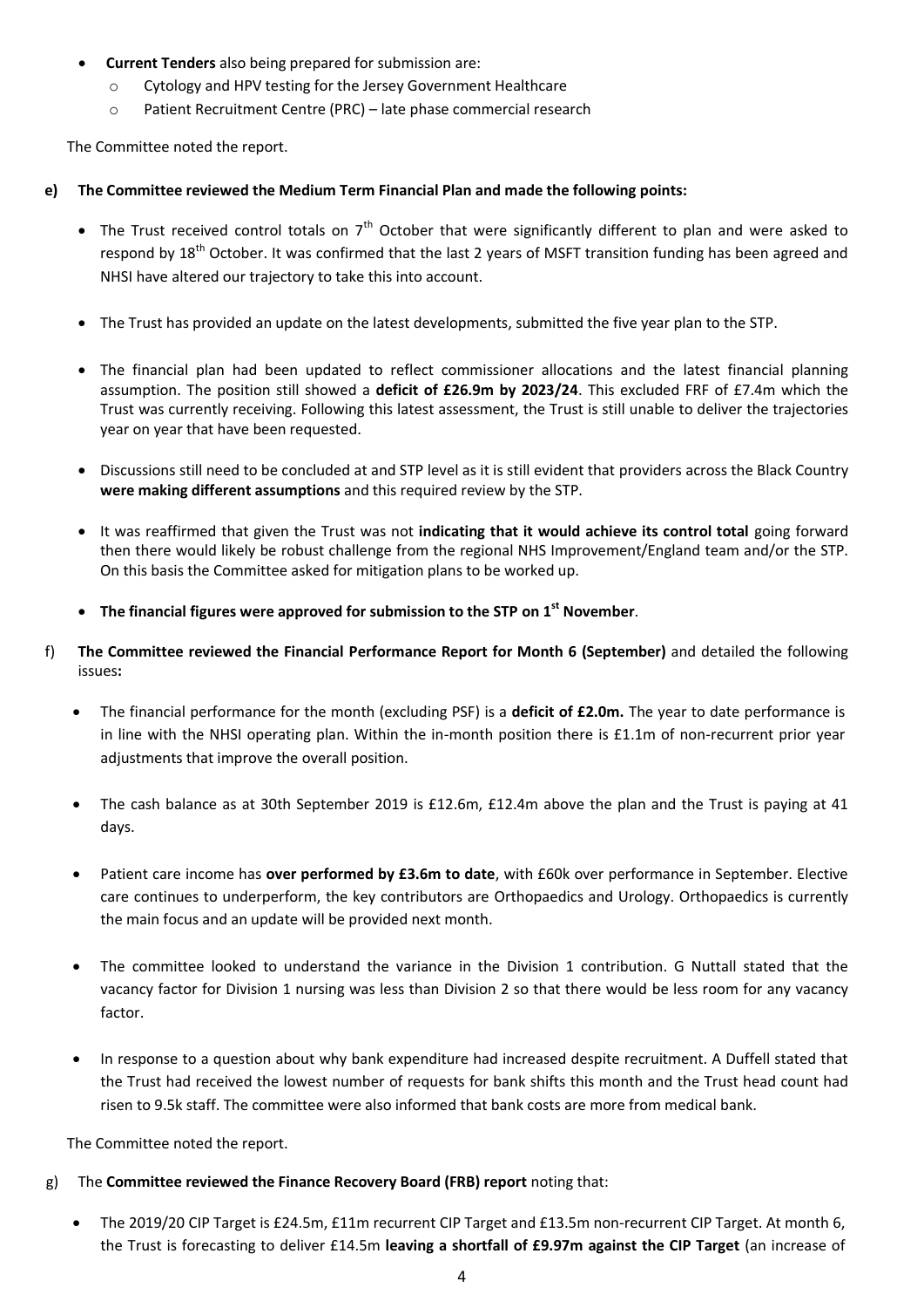- **Current Tenders** also being prepared for submission are:
  - Cytology and HPV testing for the Jersey Government Healthcare
  - Patient Recruitment Centre (PRC) – late phase commercial research

The Committee noted the report.

**e) The Committee reviewed the Medium Term Financial Plan and made the following points:**

- The Trust received control totals on 7th October that were significantly different to plan and were asked to respond by 18th October. It was confirmed that the last 2 years of MSFT transition funding has been agreed and NHSI have altered our trajectory to take this into account.

- The Trust has provided an update on the latest developments, submitted the five year plan to the STP.

- The financial plan had been updated to reflect commissioner allocations and the latest financial planning assumption. The position still showed a **deficit of £26.9m by 2023/24**. This excluded FRF of £7.4m which the Trust was currently receiving. Following this latest assessment, the Trust is still unable to deliver the trajectories year on year that have been requested.

- Discussions still need to be concluded at and STP level as it is still evident that providers across the Black Country **were making different assumptions** and this required review by the STP.

- It was reaffirmed that given the Trust was not **indicating that it would achieve its control total** going forward then there would likely be robust challenge from the regional NHS Improvement/England team and/or the STP. On this basis the Committee asked for mitigation plans to be worked up.

- **The financial figures were approved for submission to the STP on 1st November**.

f) **The Committee reviewed the Financial Performance Report for Month 6 (September)** and detailed the following issues**:**

- The financial performance for the month (excluding PSF) is a **deficit of £2.0m.** The year to date performance is in line with the NHSI operating plan. Within the in-month position there is £1.1m of non-recurrent prior year adjustments that improve the overall position.

- The cash balance as at 30th September 2019 is £12.6m, £12.4m above the plan and the Trust is paying at 41 days.

- Patient care income has **over performed by £3.6m to date**, with £60k over performance in September. Elective care continues to underperform, the key contributors are Orthopaedics and Urology. Orthopaedics is currently the main focus and an update will be provided next month.

- The committee looked to understand the variance in the Division 1 contribution. G Nuttall stated that the vacancy factor for Division 1 nursing was less than Division 2 so that there would be less room for any vacancy factor.

- In response to a question about why bank expenditure had increased despite recruitment. A Duffell stated that the Trust had received the lowest number of requests for bank shifts this month and the Trust head count had risen to 9.5k staff. The committee were also informed that bank costs are more from medical bank.

The Committee noted the report.

g) The **Committee reviewed the Finance Recovery Board (FRB) report** noting that:

- The 2019/20 CIP Target is £24.5m, £11m recurrent CIP Target and £13.5m non-recurrent CIP Target. At month 6, the Trust is forecasting to deliver £14.5m **leaving a shortfall of £9.97m against the CIP Target** (an increase of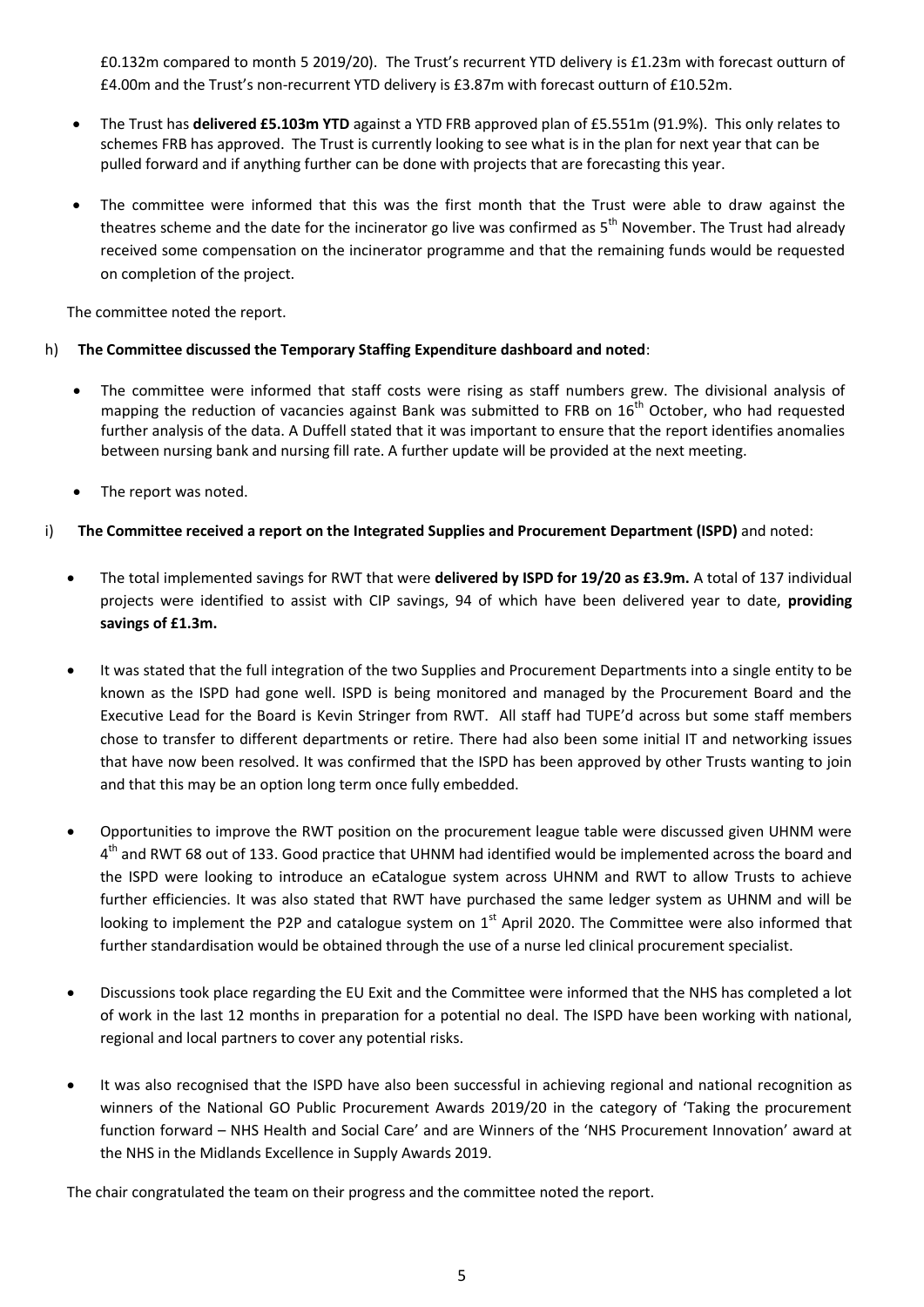£0.132m compared to month 5 2019/20). The Trust's recurrent YTD delivery is £1.23m with forecast outturn of £4.00m and the Trust's non-recurrent YTD delivery is £3.87m with forecast outturn of £10.52m.

- The Trust has **delivered £5.103m YTD** against a YTD FRB approved plan of £5.551m (91.9%). This only relates to schemes FRB has approved. The Trust is currently looking to see what is in the plan for next year that can be pulled forward and if anything further can be done with projects that are forecasting this year.

- The committee were informed that this was the first month that the Trust were able to draw against the theatres scheme and the date for the incinerator go live was confirmed as 5th November. The Trust had already received some compensation on the incinerator programme and that the remaining funds would be requested on completion of the project.

The committee noted the report.

h) **The Committee discussed the Temporary Staffing Expenditure dashboard and noted**:

- The committee were informed that staff costs were rising as staff numbers grew. The divisional analysis of mapping the reduction of vacancies against Bank was submitted to FRB on 16th October, who had requested further analysis of the data. A Duffell stated that it was important to ensure that the report identifies anomalies between nursing bank and nursing fill rate. A further update will be provided at the next meeting.

- The report was noted.

i) **The Committee received a report on the Integrated Supplies and Procurement Department (ISPD)** and noted:

- The total implemented savings for RWT that were **delivered by ISPD for 19/20 as £3.9m.** A total of 137 individual projects were identified to assist with CIP savings, 94 of which have been delivered year to date, **providing savings of £1.3m.**

- It was stated that the full integration of the two Supplies and Procurement Departments into a single entity to be known as the ISPD had gone well. ISPD is being monitored and managed by the Procurement Board and the Executive Lead for the Board is Kevin Stringer from RWT. All staff had TUPE'd across but some staff members chose to transfer to different departments or retire. There had also been some initial IT and networking issues that have now been resolved. It was confirmed that the ISPD has been approved by other Trusts wanting to join and that this may be an option long term once fully embedded.

- Opportunities to improve the RWT position on the procurement league table were discussed given UHNM were 4th and RWT 68 out of 133. Good practice that UHNM had identified would be implemented across the board and the ISPD were looking to introduce an eCatalogue system across UHNM and RWT to allow Trusts to achieve further efficiencies. It was also stated that RWT have purchased the same ledger system as UHNM and will be looking to implement the P2P and catalogue system on 1st April 2020. The Committee were also informed that further standardisation would be obtained through the use of a nurse led clinical procurement specialist.

- Discussions took place regarding the EU Exit and the Committee were informed that the NHS has completed a lot of work in the last 12 months in preparation for a potential no deal. The ISPD have been working with national, regional and local partners to cover any potential risks.

- It was also recognised that the ISPD have also been successful in achieving regional and national recognition as winners of the National GO Public Procurement Awards 2019/20 in the category of 'Taking the procurement function forward – NHS Health and Social Care' and are Winners of the 'NHS Procurement Innovation' award at the NHS in the Midlands Excellence in Supply Awards 2019.

The chair congratulated the team on their progress and the committee noted the report.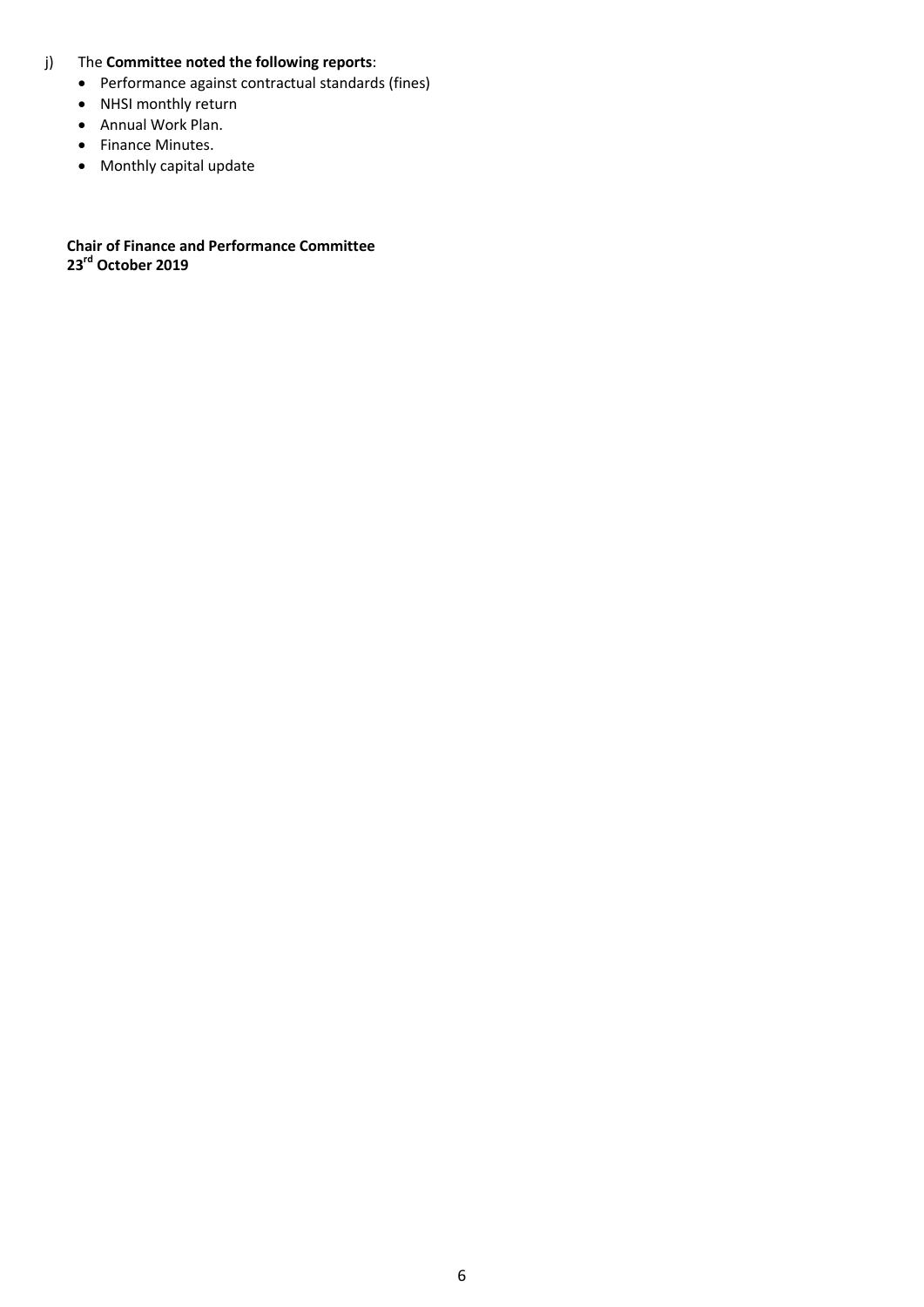j) The **Committee noted the following reports**:
   - Performance against contractual standards (fines)
   - NHSI monthly return
   - Annual Work Plan.
   - Finance Minutes.
   - Monthly capital update

**Chair of Finance and Performance Committee**
**23rd October 2019**